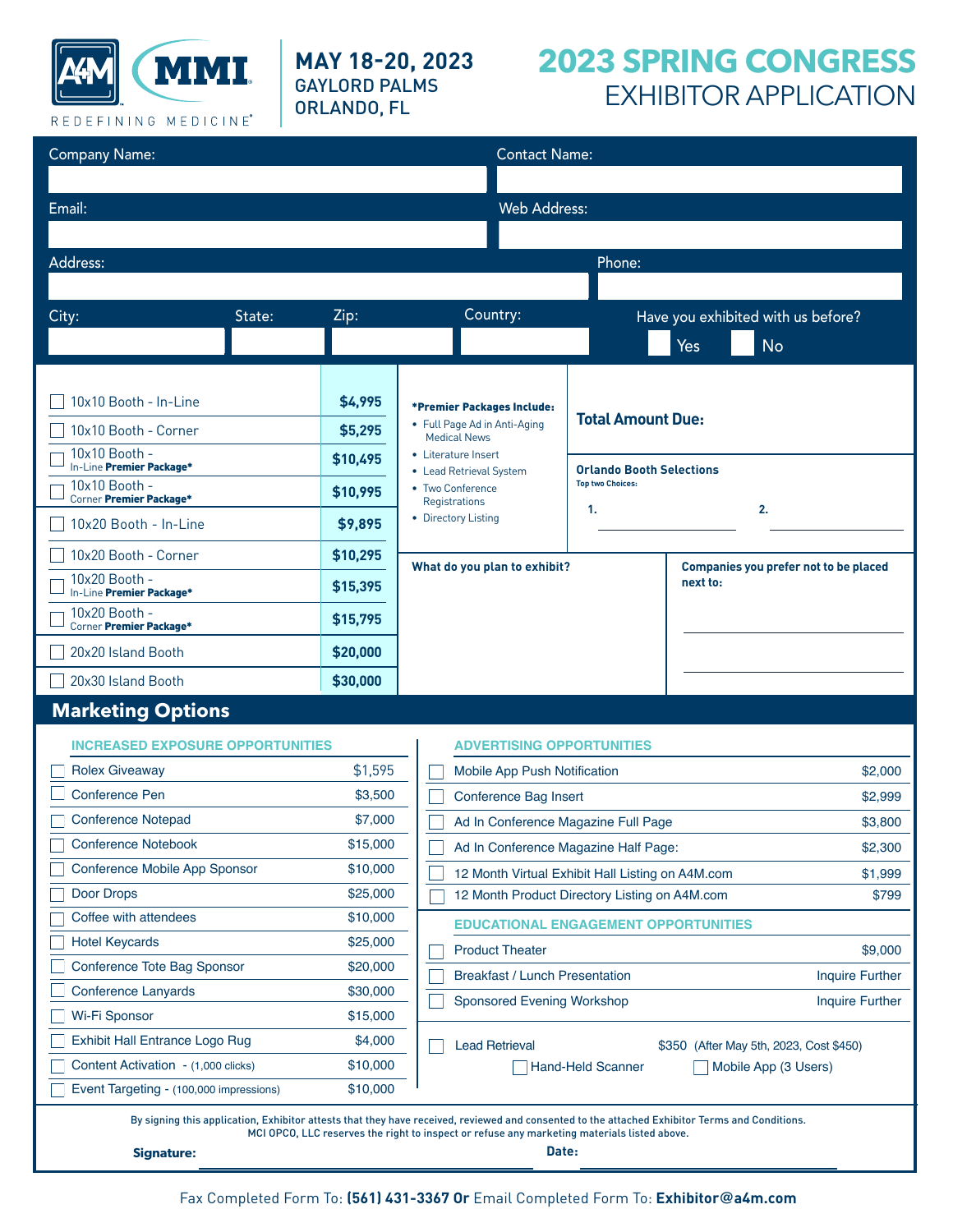A4M MMI

REDEFINING MEDICINE

**MAY 18-20, 2023**
GAYLORD PALMS
ORLANDO, FL

# 2023 SPRING CONGRESS
## EXHIBITOR APPLICATION

| | |
|---|---|
| Company Name: | Contact Name: |
| Email: | Web Address: |
| Address: | Phone: |

City: State: Zip: Country:

Have you exhibited with us before? ☐ Yes ☐ No

| Booth | Price |
|---|---|
| ☐ 10x10 Booth - In-Line | **$4,995** |
| ☐ 10x10 Booth - Corner | **$5,295** |
| ☐ 10x10 Booth - In-Line **Premier Package*** | **$10,495** |
| ☐ 10x10 Booth - Corner **Premier Package*** | **$10,995** |
| ☐ 10x20 Booth - In-Line | **$9,895** |
| ☐ 10x20 Booth - Corner | **$10,295** |
| ☐ 10x20 Booth - In-Line **Premier Package*** | **$15,395** |
| ☐ 10x20 Booth - Corner **Premier Package*** | **$15,795** |
| ☐ 20x20 Island Booth | **$20,000** |
| ☐ 20x30 Island Booth | **$30,000** |

***Premier Packages Include:**
- Full Page Ad in Anti-Aging Medical News
- Literature Insert
- Lead Retrieval System
- Two Conference Registrations
- Directory Listing

**Total Amount Due:**

**Orlando Booth Selections**
Top two Choices:
**1.** ________ **2.** ________

**What do you plan to exhibit?**

**Companies you prefer not to be placed next to:**

## Marketing Options

### INCREASED EXPOSURE OPPORTUNITIES

| Option | Price |
|---|---|
| ☐ Rolex Giveaway | $1,595 |
| ☐ Conference Pen | $3,500 |
| ☐ Conference Notepad | $7,000 |
| ☐ Conference Notebook | $15,000 |
| ☐ Conference Mobile App Sponsor | $10,000 |
| ☐ Door Drops | $25,000 |
| ☐ Coffee with attendees | $10,000 |
| ☐ Hotel Keycards | $25,000 |
| ☐ Conference Tote Bag Sponsor | $20,000 |
| ☐ Conference Lanyards | $30,000 |
| ☐ Wi-Fi Sponsor | $15,000 |
| ☐ Exhibit Hall Entrance Logo Rug | $4,000 |
| ☐ Content Activation - (1,000 clicks) | $10,000 |
| ☐ Event Targeting - (100,000 impressions) | $10,000 |

### ADVERTISING OPPORTUNITIES

| Option | Price |
|---|---|
| ☐ Mobile App Push Notification | $2,000 |
| ☐ Conference Bag Insert | $2,999 |
| ☐ Ad In Conference Magazine Full Page | $3,800 |
| ☐ Ad In Conference Magazine Half Page: | $2,300 |
| ☐ 12 Month Virtual Exhibit Hall Listing on A4M.com | $1,999 |
| ☐ 12 Month Product Directory Listing on A4M.com | $799 |

### EDUCATIONAL ENGAGEMENT OPPORTUNITIES

| Option | Price |
|---|---|
| ☐ Product Theater | $9,000 |
| ☐ Breakfast / Lunch Presentation | Inquire Further |
| ☐ Sponsored Evening Workshop | Inquire Further |

☐ Lead Retrieval — $350 (After May 5th, 2023, Cost $450)
☐ Hand-Held Scanner ☐ Mobile App (3 Users)

By signing this application, Exhibitor attests that they have received, reviewed and consented to the attached Exhibitor Terms and Conditions. MCI OPCO, LLC reserves the right to inspect or refuse any marketing materials listed above.

**Signature:** ____________________ **Date:** ____________________

Fax Completed Form To: **(561) 431-3367 Or** Email Completed Form To: **Exhibitor@a4m.com**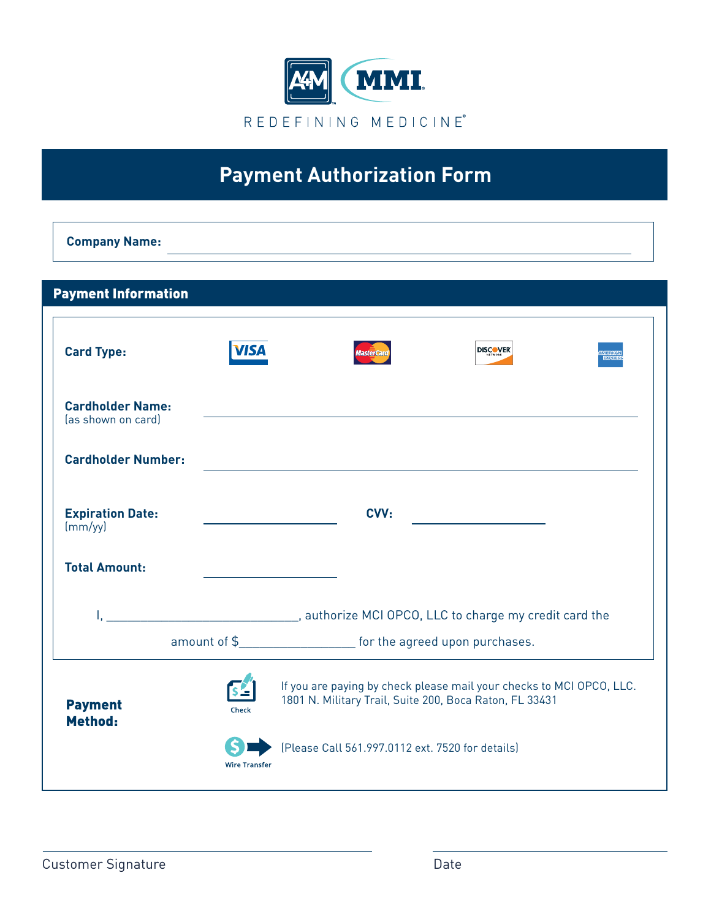A4M MMI

REDEFINING MEDICINE®

# Payment Authorization Form

**Company Name:** ______________________________

## Payment Information

**Card Type:** VISA MasterCard DISCOVER AMERICAN EXPRESS

**Cardholder Name:** ______________________________
(as shown on card)

**Cardholder Number:** ______________________________

**Expiration Date:** ______________ **CVV:** ______________
(mm/yy)

**Total Amount:** ______________

I, ______________________________, authorize MCI OPCO, LLC to charge my credit card the amount of $__________________ for the agreed upon purchases.

**Payment Method:**

Check — If you are paying by check please mail your checks to MCI OPCO, LLC. 1801 N. Military Trail, Suite 200, Boca Raton, FL 33431

Wire Transfer — (Please Call 561.997.0112 ext. 7520 for details)

______________________________ ______________________________
Customer Signature Date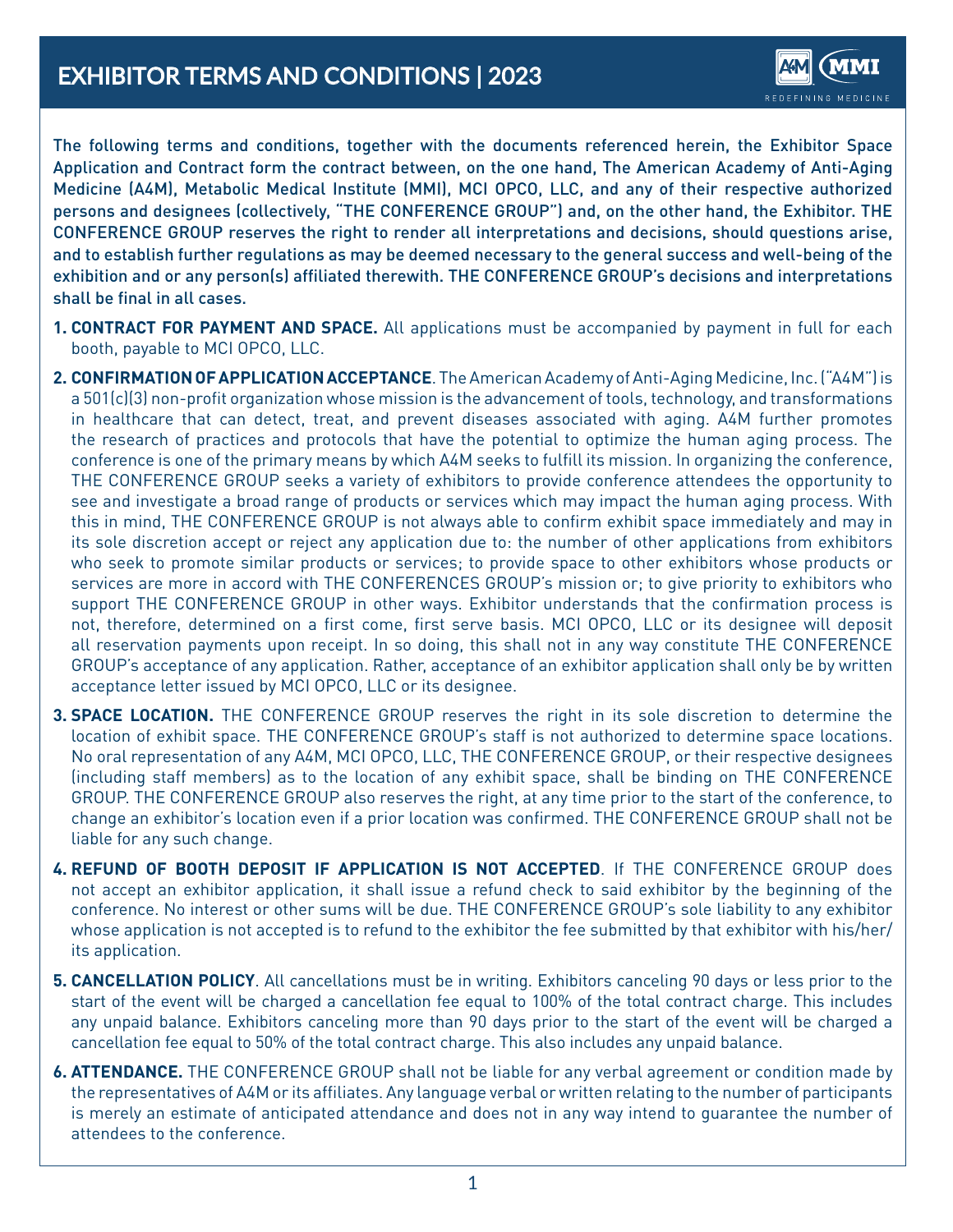# EXHIBITOR TERMS AND CONDITIONS | 2023

The following terms and conditions, together with the documents referenced herein, the Exhibitor Space Application and Contract form the contract between, on the one hand, The American Academy of Anti-Aging Medicine (A4M), Metabolic Medical Institute (MMI), MCI OPCO, LLC, and any of their respective authorized persons and designees (collectively, "THE CONFERENCE GROUP") and, on the other hand, the Exhibitor. THE CONFERENCE GROUP reserves the right to render all interpretations and decisions, should questions arise, and to establish further regulations as may be deemed necessary to the general success and well-being of the exhibition and or any person(s) affiliated therewith. THE CONFERENCE GROUP's decisions and interpretations shall be final in all cases.

1. **CONTRACT FOR PAYMENT AND SPACE.** All applications must be accompanied by payment in full for each booth, payable to MCI OPCO, LLC.
2. **CONFIRMATION OF APPLICATION ACCEPTANCE**. The American Academy of Anti-Aging Medicine, Inc. ("A4M") is a 501(c)(3) non-profit organization whose mission is the advancement of tools, technology, and transformations in healthcare that can detect, treat, and prevent diseases associated with aging. A4M further promotes the research of practices and protocols that have the potential to optimize the human aging process. The conference is one of the primary means by which A4M seeks to fulfill its mission. In organizing the conference, THE CONFERENCE GROUP seeks a variety of exhibitors to provide conference attendees the opportunity to see and investigate a broad range of products or services which may impact the human aging process. With this in mind, THE CONFERENCE GROUP is not always able to confirm exhibit space immediately and may in its sole discretion accept or reject any application due to: the number of other applications from exhibitors who seek to promote similar products or services; to provide space to other exhibitors whose products or services are more in accord with THE CONFERENCES GROUP's mission or; to give priority to exhibitors who support THE CONFERENCE GROUP in other ways. Exhibitor understands that the confirmation process is not, therefore, determined on a first come, first serve basis. MCI OPCO, LLC or its designee will deposit all reservation payments upon receipt. In so doing, this shall not in any way constitute THE CONFERENCE GROUP's acceptance of any application. Rather, acceptance of an exhibitor application shall only be by written acceptance letter issued by MCI OPCO, LLC or its designee.
3. **SPACE LOCATION.** THE CONFERENCE GROUP reserves the right in its sole discretion to determine the location of exhibit space. THE CONFERENCE GROUP's staff is not authorized to determine space locations. No oral representation of any A4M, MCI OPCO, LLC, THE CONFERENCE GROUP, or their respective designees (including staff members) as to the location of any exhibit space, shall be binding on THE CONFERENCE GROUP. THE CONFERENCE GROUP also reserves the right, at any time prior to the start of the conference, to change an exhibitor's location even if a prior location was confirmed. THE CONFERENCE GROUP shall not be liable for any such change.
4. **REFUND OF BOOTH DEPOSIT IF APPLICATION IS NOT ACCEPTED**. If THE CONFERENCE GROUP does not accept an exhibitor application, it shall issue a refund check to said exhibitor by the beginning of the conference. No interest or other sums will be due. THE CONFERENCE GROUP's sole liability to any exhibitor whose application is not accepted is to refund to the exhibitor the fee submitted by that exhibitor with his/her/ its application.
5. **CANCELLATION POLICY**. All cancellations must be in writing. Exhibitors canceling 90 days or less prior to the start of the event will be charged a cancellation fee equal to 100% of the total contract charge. This includes any unpaid balance. Exhibitors canceling more than 90 days prior to the start of the event will be charged a cancellation fee equal to 50% of the total contract charge. This also includes any unpaid balance.
6. **ATTENDANCE.** THE CONFERENCE GROUP shall not be liable for any verbal agreement or condition made by the representatives of A4M or its affiliates. Any language verbal or written relating to the number of participants is merely an estimate of anticipated attendance and does not in any way intend to guarantee the number of attendees to the conference.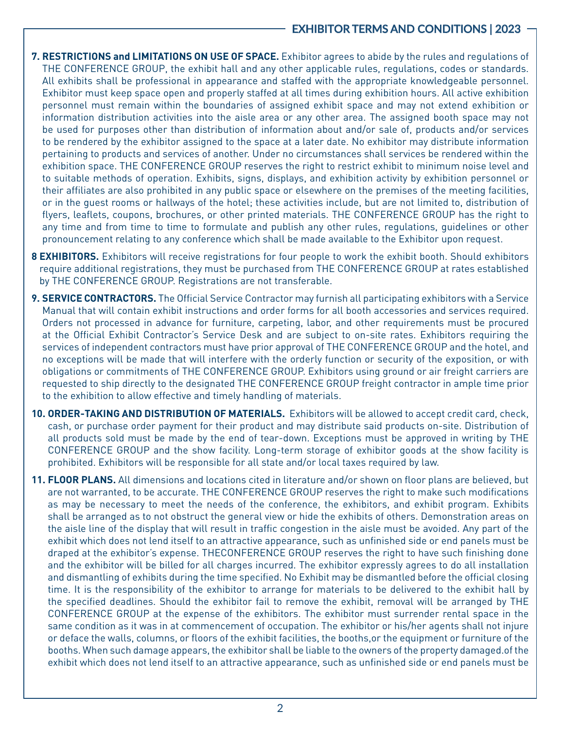**7. RESTRICTIONS and LIMITATIONS ON USE OF SPACE.** Exhibitor agrees to abide by the rules and regulations of THE CONFERENCE GROUP, the exhibit hall and any other applicable rules, regulations, codes or standards. All exhibits shall be professional in appearance and staffed with the appropriate knowledgeable personnel. Exhibitor must keep space open and properly staffed at all times during exhibition hours. All active exhibition personnel must remain within the boundaries of assigned exhibit space and may not extend exhibition or information distribution activities into the aisle area or any other area. The assigned booth space may not be used for purposes other than distribution of information about and/or sale of, products and/or services to be rendered by the exhibitor assigned to the space at a later date. No exhibitor may distribute information pertaining to products and services of another. Under no circumstances shall services be rendered within the exhibition space. THE CONFERENCE GROUP reserves the right to restrict exhibit to minimum noise level and to suitable methods of operation. Exhibits, signs, displays, and exhibition activity by exhibition personnel or their affiliates are also prohibited in any public space or elsewhere on the premises of the meeting facilities, or in the guest rooms or hallways of the hotel; these activities include, but are not limited to, distribution of flyers, leaflets, coupons, brochures, or other printed materials. THE CONFERENCE GROUP has the right to any time and from time to time to formulate and publish any other rules, regulations, guidelines or other pronouncement relating to any conference which shall be made available to the Exhibitor upon request.

**8 EXHIBITORS.** Exhibitors will receive registrations for four people to work the exhibit booth. Should exhibitors require additional registrations, they must be purchased from THE CONFERENCE GROUP at rates established by THE CONFERENCE GROUP. Registrations are not transferable.

**9. SERVICE CONTRACTORS.** The Official Service Contractor may furnish all participating exhibitors with a Service Manual that will contain exhibit instructions and order forms for all booth accessories and services required. Orders not processed in advance for furniture, carpeting, labor, and other requirements must be procured at the Official Exhibit Contractor's Service Desk and are subject to on-site rates. Exhibitors requiring the services of independent contractors must have prior approval of THE CONFERENCE GROUP and the hotel, and no exceptions will be made that will interfere with the orderly function or security of the exposition, or with obligations or commitments of THE CONFERENCE GROUP. Exhibitors using ground or air freight carriers are requested to ship directly to the designated THE CONFERENCE GROUP freight contractor in ample time prior to the exhibition to allow effective and timely handling of materials.

**10. ORDER-TAKING AND DISTRIBUTION OF MATERIALS.** Exhibitors will be allowed to accept credit card, check, cash, or purchase order payment for their product and may distribute said products on-site. Distribution of all products sold must be made by the end of tear-down. Exceptions must be approved in writing by THE CONFERENCE GROUP and the show facility. Long-term storage of exhibitor goods at the show facility is prohibited. Exhibitors will be responsible for all state and/or local taxes required by law.

**11. FLOOR PLANS.** All dimensions and locations cited in literature and/or shown on floor plans are believed, but are not warranted, to be accurate. THE CONFERENCE GROUP reserves the right to make such modifications as may be necessary to meet the needs of the conference, the exhibitors, and exhibit program. Exhibits shall be arranged as to not obstruct the general view or hide the exhibits of others. Demonstration areas on the aisle line of the display that will result in traffic congestion in the aisle must be avoided. Any part of the exhibit which does not lend itself to an attractive appearance, such as unfinished side or end panels must be draped at the exhibitor's expense. THECONFERENCE GROUP reserves the right to have such finishing done and the exhibitor will be billed for all charges incurred. The exhibitor expressly agrees to do all installation and dismantling of exhibits during the time specified. No Exhibit may be dismantled before the official closing time. It is the responsibility of the exhibitor to arrange for materials to be delivered to the exhibit hall by the specified deadlines. Should the exhibitor fail to remove the exhibit, removal will be arranged by THE CONFERENCE GROUP at the expense of the exhibitors. The exhibitor must surrender rental space in the same condition as it was in at commencement of occupation. The exhibitor or his/her agents shall not injure or deface the walls, columns, or floors of the exhibit facilities, the booths,or the equipment or furniture of the booths. When such damage appears, the exhibitor shall be liable to the owners of the property damaged.of the exhibit which does not lend itself to an attractive appearance, such as unfinished side or end panels must be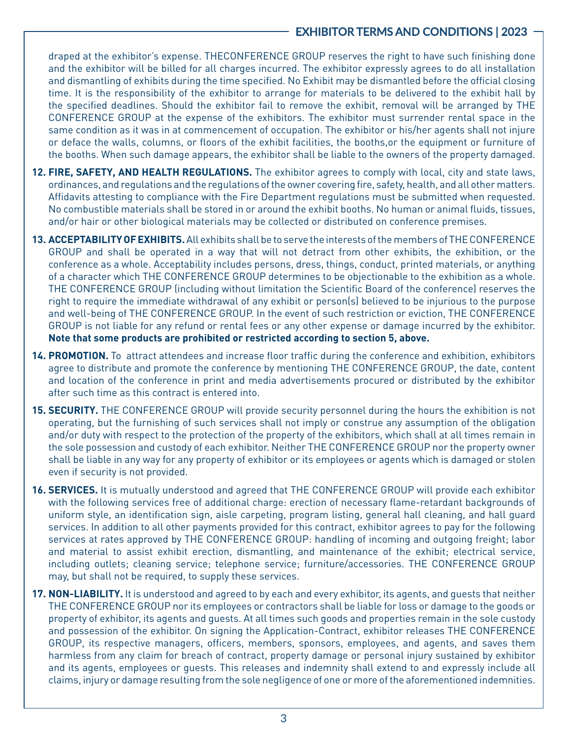draped at the exhibitor's expense. THECONFERENCE GROUP reserves the right to have such finishing done and the exhibitor will be billed for all charges incurred. The exhibitor expressly agrees to do all installation and dismantling of exhibits during the time specified. No Exhibit may be dismantled before the official closing time. It is the responsibility of the exhibitor to arrange for materials to be delivered to the exhibit hall by the specified deadlines. Should the exhibitor fail to remove the exhibit, removal will be arranged by THE CONFERENCE GROUP at the expense of the exhibitors. The exhibitor must surrender rental space in the same condition as it was in at commencement of occupation. The exhibitor or his/her agents shall not injure or deface the walls, columns, or floors of the exhibit facilities, the booths,or the equipment or furniture of the booths. When such damage appears, the exhibitor shall be liable to the owners of the property damaged.

12. **FIRE, SAFETY, AND HEALTH REGULATIONS.** The exhibitor agrees to comply with local, city and state laws, ordinances, and regulations and the regulations of the owner covering fire, safety, health, and all other matters. Affidavits attesting to compliance with the Fire Department regulations must be submitted when requested. No combustible materials shall be stored in or around the exhibit booths. No human or animal fluids, tissues, and/or hair or other biological materials may be collected or distributed on conference premises.

13. **ACCEPTABILITY OF EXHIBITS.** All exhibits shall be to serve the interests of the members of THE CONFERENCE GROUP and shall be operated in a way that will not detract from other exhibits, the exhibition, or the conference as a whole. Acceptability includes persons, dress, things, conduct, printed materials, or anything of a character which THE CONFERENCE GROUP determines to be objectionable to the exhibition as a whole. THE CONFERENCE GROUP (including without limitation the Scientific Board of the conference) reserves the right to require the immediate withdrawal of any exhibit or person(s) believed to be injurious to the purpose and well-being of THE CONFERENCE GROUP. In the event of such restriction or eviction, THE CONFERENCE GROUP is not liable for any refund or rental fees or any other expense or damage incurred by the exhibitor. **Note that some products are prohibited or restricted according to section 5, above.**

14. **PROMOTION.** To attract attendees and increase floor traffic during the conference and exhibition, exhibitors agree to distribute and promote the conference by mentioning THE CONFERENCE GROUP, the date, content and location of the conference in print and media advertisements procured or distributed by the exhibitor after such time as this contract is entered into.

15. **SECURITY.** THE CONFERENCE GROUP will provide security personnel during the hours the exhibition is not operating, but the furnishing of such services shall not imply or construe any assumption of the obligation and/or duty with respect to the protection of the property of the exhibitors, which shall at all times remain in the sole possession and custody of each exhibitor. Neither THE CONFERENCE GROUP nor the property owner shall be liable in any way for any property of exhibitor or its employees or agents which is damaged or stolen even if security is not provided.

16. **SERVICES.** It is mutually understood and agreed that THE CONFERENCE GROUP will provide each exhibitor with the following services free of additional charge: erection of necessary flame-retardant backgrounds of uniform style, an identification sign, aisle carpeting, program listing, general hall cleaning, and hall guard services. In addition to all other payments provided for this contract, exhibitor agrees to pay for the following services at rates approved by THE CONFERENCE GROUP: handling of incoming and outgoing freight; labor and material to assist exhibit erection, dismantling, and maintenance of the exhibit; electrical service, including outlets; cleaning service; telephone service; furniture/accessories. THE CONFERENCE GROUP may, but shall not be required, to supply these services.

17. **NON-LIABILITY.** It is understood and agreed to by each and every exhibitor, its agents, and guests that neither THE CONFERENCE GROUP nor its employees or contractors shall be liable for loss or damage to the goods or property of exhibitor, its agents and guests. At all times such goods and properties remain in the sole custody and possession of the exhibitor. On signing the Application-Contract, exhibitor releases THE CONFERENCE GROUP, its respective managers, officers, members, sponsors, employees, and agents, and saves them harmless from any claim for breach of contract, property damage or personal injury sustained by exhibitor and its agents, employees or guests. This releases and indemnity shall extend to and expressly include all claims, injury or damage resulting from the sole negligence of one or more of the aforementioned indemnities.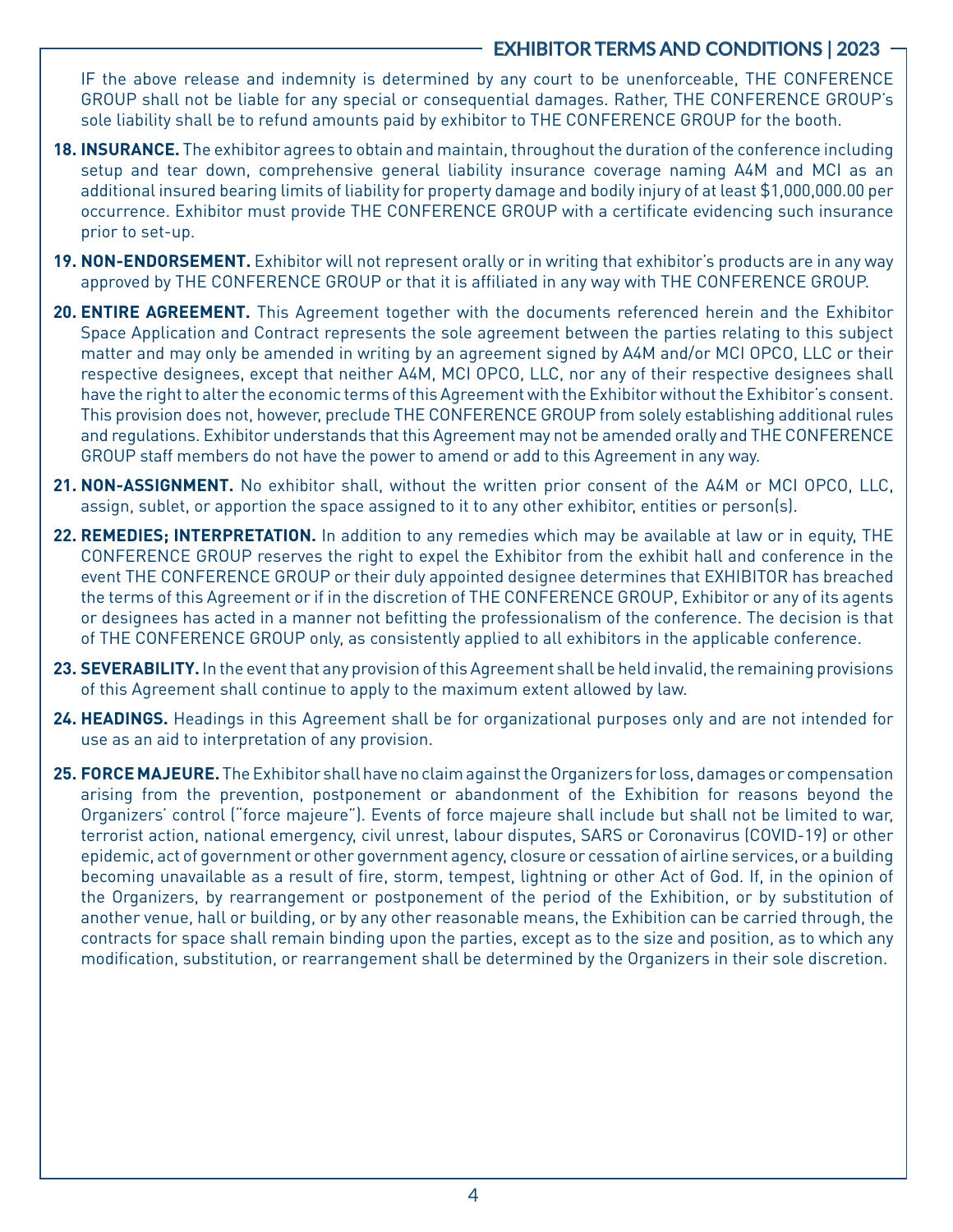IF the above release and indemnity is determined by any court to be unenforceable, THE CONFERENCE GROUP shall not be liable for any special or consequential damages. Rather, THE CONFERENCE GROUP's sole liability shall be to refund amounts paid by exhibitor to THE CONFERENCE GROUP for the booth.

18. **INSURANCE.** The exhibitor agrees to obtain and maintain, throughout the duration of the conference including setup and tear down, comprehensive general liability insurance coverage naming A4M and MCI as an additional insured bearing limits of liability for property damage and bodily injury of at least $1,000,000.00 per occurrence. Exhibitor must provide THE CONFERENCE GROUP with a certificate evidencing such insurance prior to set-up.

19. **NON-ENDORSEMENT.** Exhibitor will not represent orally or in writing that exhibitor's products are in any way approved by THE CONFERENCE GROUP or that it is affiliated in any way with THE CONFERENCE GROUP.

20. **ENTIRE AGREEMENT.** This Agreement together with the documents referenced herein and the Exhibitor Space Application and Contract represents the sole agreement between the parties relating to this subject matter and may only be amended in writing by an agreement signed by A4M and/or MCI OPCO, LLC or their respective designees, except that neither A4M, MCI OPCO, LLC, nor any of their respective designees shall have the right to alter the economic terms of this Agreement with the Exhibitor without the Exhibitor's consent. This provision does not, however, preclude THE CONFERENCE GROUP from solely establishing additional rules and regulations. Exhibitor understands that this Agreement may not be amended orally and THE CONFERENCE GROUP staff members do not have the power to amend or add to this Agreement in any way.

21. **NON-ASSIGNMENT.** No exhibitor shall, without the written prior consent of the A4M or MCI OPCO, LLC, assign, sublet, or apportion the space assigned to it to any other exhibitor, entities or person(s).

22. **REMEDIES; INTERPRETATION.** In addition to any remedies which may be available at law or in equity, THE CONFERENCE GROUP reserves the right to expel the Exhibitor from the exhibit hall and conference in the event THE CONFERENCE GROUP or their duly appointed designee determines that EXHIBITOR has breached the terms of this Agreement or if in the discretion of THE CONFERENCE GROUP, Exhibitor or any of its agents or designees has acted in a manner not befitting the professionalism of the conference. The decision is that of THE CONFERENCE GROUP only, as consistently applied to all exhibitors in the applicable conference.

23. **SEVERABILITY.** In the event that any provision of this Agreement shall be held invalid, the remaining provisions of this Agreement shall continue to apply to the maximum extent allowed by law.

24. **HEADINGS.** Headings in this Agreement shall be for organizational purposes only and are not intended for use as an aid to interpretation of any provision.

25. **FORCE MAJEURE.** The Exhibitor shall have no claim against the Organizers for loss, damages or compensation arising from the prevention, postponement or abandonment of the Exhibition for reasons beyond the Organizers' control ("force majeure"). Events of force majeure shall include but shall not be limited to war, terrorist action, national emergency, civil unrest, labour disputes, SARS or Coronavirus (COVID-19) or other epidemic, act of government or other government agency, closure or cessation of airline services, or a building becoming unavailable as a result of fire, storm, tempest, lightning or other Act of God. If, in the opinion of the Organizers, by rearrangement or postponement of the period of the Exhibition, or by substitution of another venue, hall or building, or by any other reasonable means, the Exhibition can be carried through, the contracts for space shall remain binding upon the parties, except as to the size and position, as to which any modification, substitution, or rearrangement shall be determined by the Organizers in their sole discretion.